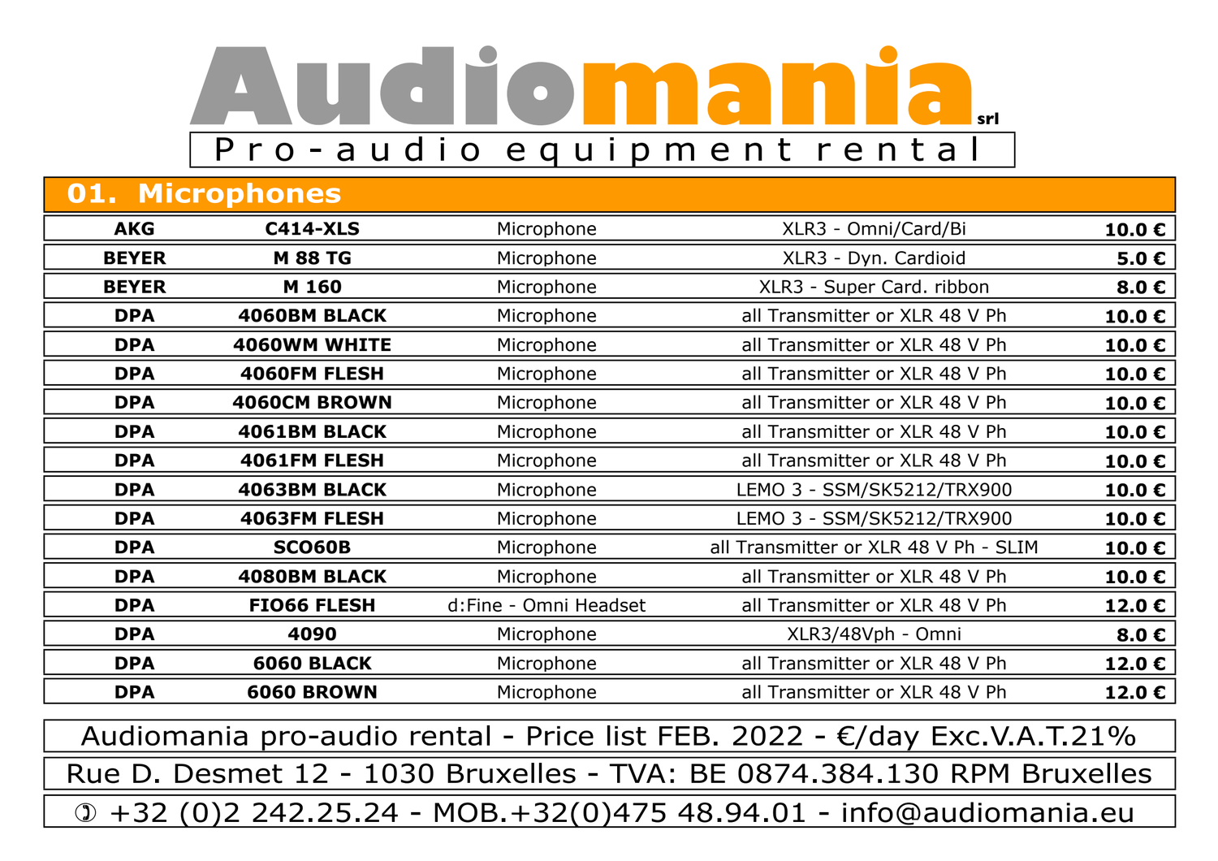# Audiomania srl

Pro-audio equipment rental

## 01. Microphones

| Brand | Model | Type | Connection | Price |
|---|---|---|---|---|
| **AKG** | **C414-XLS** | Microphone | XLR3 - Omni/Card/Bi | **10.0 €** |
| **BEYER** | **M 88 TG** | Microphone | XLR3 - Dyn. Cardioid | **5.0 €** |
| **BEYER** | **M 160** | Microphone | XLR3 - Super Card. ribbon | **8.0 €** |
| **DPA** | **4060BM BLACK** | Microphone | all Transmitter or XLR 48 V Ph | **10.0 €** |
| **DPA** | **4060WM WHITE** | Microphone | all Transmitter or XLR 48 V Ph | **10.0 €** |
| **DPA** | **4060FM FLESH** | Microphone | all Transmitter or XLR 48 V Ph | **10.0 €** |
| **DPA** | **4060CM BROWN** | Microphone | all Transmitter or XLR 48 V Ph | **10.0 €** |
| **DPA** | **4061BM BLACK** | Microphone | all Transmitter or XLR 48 V Ph | **10.0 €** |
| **DPA** | **4061FM FLESH** | Microphone | all Transmitter or XLR 48 V Ph | **10.0 €** |
| **DPA** | **4063BM BLACK** | Microphone | LEMO 3 - SSM/SK5212/TRX900 | **10.0 €** |
| **DPA** | **4063FM FLESH** | Microphone | LEMO 3 - SSM/SK5212/TRX900 | **10.0 €** |
| **DPA** | **SCO60B** | Microphone | all Transmitter or XLR 48 V Ph - SLIM | **10.0 €** |
| **DPA** | **4080BM BLACK** | Microphone | all Transmitter or XLR 48 V Ph | **10.0 €** |
| **DPA** | **FIO66 FLESH** | d:Fine - Omni Headset | all Transmitter or XLR 48 V Ph | **12.0 €** |
| **DPA** | **4090** | Microphone | XLR3/48Vph - Omni | **8.0 €** |
| **DPA** | **6060 BLACK** | Microphone | all Transmitter or XLR 48 V Ph | **12.0 €** |
| **DPA** | **6060 BROWN** | Microphone | all Transmitter or XLR 48 V Ph | **12.0 €** |

Audiomania pro-audio rental - Price list FEB. 2022 - €/day Exc.V.A.T.21%

Rue D. Desmet 12 - 1030 Bruxelles - TVA: BE 0874.384.130 RPM Bruxelles

✆ +32 (0)2 242.25.24 - MOB.+32(0)475 48.94.01 - info@audiomania.eu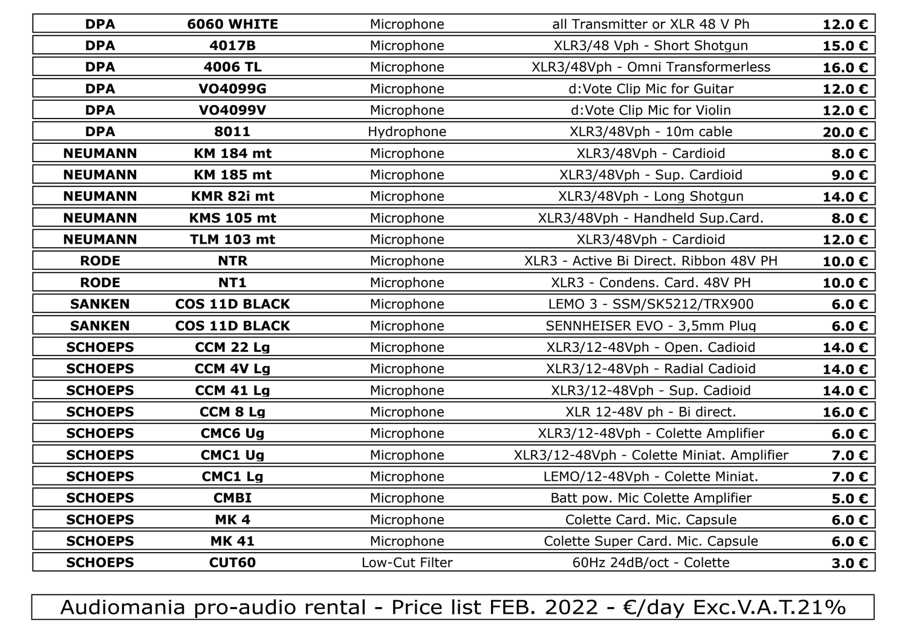| DPA | 6060 WHITE | Microphone | all Transmitter or XLR 48 V Ph | 12.0 € |
|---|---|---|---|---|
| DPA | 4017B | Microphone | XLR3/48 Vph - Short Shotgun | 15.0 € |
| DPA | 4006 TL | Microphone | XLR3/48Vph - Omni Transformerless | 16.0 € |
| DPA | VO4099G | Microphone | d:Vote Clip Mic for Guitar | 12.0 € |
| DPA | VO4099V | Microphone | d:Vote Clip Mic for Violin | 12.0 € |
| DPA | 8011 | Hydrophone | XLR3/48Vph - 10m cable | 20.0 € |
| NEUMANN | KM 184 mt | Microphone | XLR3/48Vph - Cardioid | 8.0 € |
| NEUMANN | KM 185 mt | Microphone | XLR3/48Vph - Sup. Cardioid | 9.0 € |
| NEUMANN | KMR 82i mt | Microphone | XLR3/48Vph - Long Shotgun | 14.0 € |
| NEUMANN | KMS 105 mt | Microphone | XLR3/48Vph - Handheld Sup.Card. | 8.0 € |
| NEUMANN | TLM 103 mt | Microphone | XLR3/48Vph - Cardioid | 12.0 € |
| RODE | NTR | Microphone | XLR3 - Active Bi Direct. Ribbon 48V PH | 10.0 € |
| RODE | NT1 | Microphone | XLR3 - Condens. Card. 48V PH | 10.0 € |
| SANKEN | COS 11D BLACK | Microphone | LEMO 3 - SSM/SK5212/TRX900 | 6.0 € |
| SANKEN | COS 11D BLACK | Microphone | SENNHEISER EVO - 3,5mm Plug | 6.0 € |
| SCHOEPS | CCM 22 Lg | Microphone | XLR3/12-48Vph - Open. Cadioid | 14.0 € |
| SCHOEPS | CCM 4V Lg | Microphone | XLR3/12-48Vph - Radial Cadioid | 14.0 € |
| SCHOEPS | CCM 41 Lg | Microphone | XLR3/12-48Vph - Sup. Cadioid | 14.0 € |
| SCHOEPS | CCM 8 Lg | Microphone | XLR 12-48V ph - Bi direct. | 16.0 € |
| SCHOEPS | CMC6 Ug | Microphone | XLR3/12-48Vph - Colette Amplifier | 6.0 € |
| SCHOEPS | CMC1 Ug | Microphone | XLR3/12-48Vph - Colette Miniat. Amplifier | 7.0 € |
| SCHOEPS | CMC1 Lg | Microphone | LEMO/12-48Vph - Colette Miniat. | 7.0 € |
| SCHOEPS | CMBI | Microphone | Batt pow. Mic Colette Amplifier | 5.0 € |
| SCHOEPS | MK 4 | Microphone | Colette Card. Mic. Capsule | 6.0 € |
| SCHOEPS | MK 41 | Microphone | Colette Super Card. Mic. Capsule | 6.0 € |
| SCHOEPS | CUT60 | Low-Cut Filter | 60Hz 24dB/oct - Colette | 3.0 € |

Audiomania pro-audio rental - Price list FEB. 2022 - €/day Exc.V.A.T.21%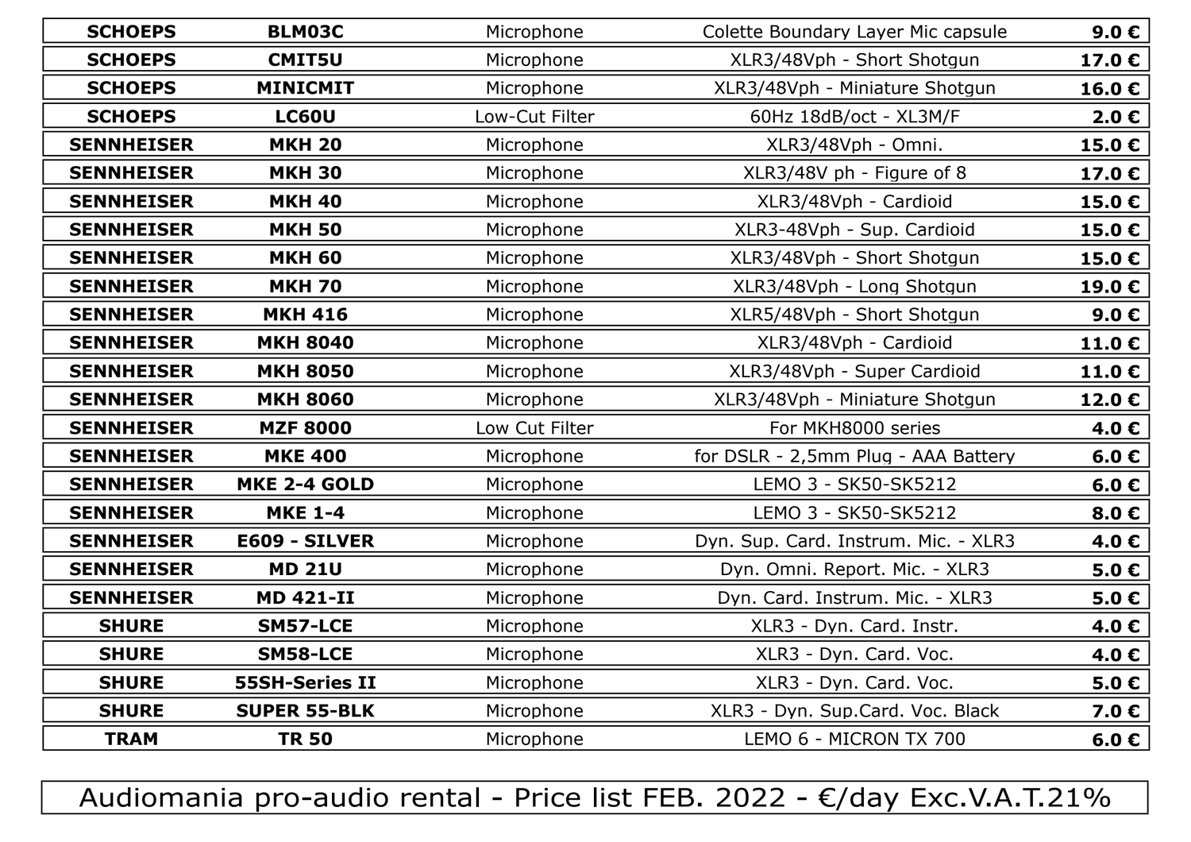| | | | | |
|---|---|---|---|---|
| **SCHOEPS** | **BLM03C** | Microphone | Colette Boundary Layer Mic capsule | **9.0 €** |
| **SCHOEPS** | **CMIT5U** | Microphone | XLR3/48Vph - Short Shotgun | **17.0 €** |
| **SCHOEPS** | **MINICMIT** | Microphone | XLR3/48Vph - Miniature Shotgun | **16.0 €** |
| **SCHOEPS** | **LC60U** | Low-Cut Filter | 60Hz 18dB/oct - XL3M/F | **2.0 €** |
| **SENNHEISER** | **MKH 20** | Microphone | XLR3/48Vph - Omni. | **15.0 €** |
| **SENNHEISER** | **MKH 30** | Microphone | XLR3/48V ph - Figure of 8 | **17.0 €** |
| **SENNHEISER** | **MKH 40** | Microphone | XLR3/48Vph - Cardioid | **15.0 €** |
| **SENNHEISER** | **MKH 50** | Microphone | XLR3-48Vph - Sup. Cardioid | **15.0 €** |
| **SENNHEISER** | **MKH 60** | Microphone | XLR3/48Vph - Short Shotgun | **15.0 €** |
| **SENNHEISER** | **MKH 70** | Microphone | XLR3/48Vph - Long Shotgun | **19.0 €** |
| **SENNHEISER** | **MKH 416** | Microphone | XLR5/48Vph - Short Shotgun | **9.0 €** |
| **SENNHEISER** | **MKH 8040** | Microphone | XLR3/48Vph - Cardioid | **11.0 €** |
| **SENNHEISER** | **MKH 8050** | Microphone | XLR3/48Vph - Super Cardioid | **11.0 €** |
| **SENNHEISER** | **MKH 8060** | Microphone | XLR3/48Vph - Miniature Shotgun | **12.0 €** |
| **SENNHEISER** | **MZF 8000** | Low Cut Filter | For MKH8000 series | **4.0 €** |
| **SENNHEISER** | **MKE 400** | Microphone | for DSLR - 2,5mm Plug - AAA Battery | **6.0 €** |
| **SENNHEISER** | **MKE 2-4 GOLD** | Microphone | LEMO 3 - SK50-SK5212 | **6.0 €** |
| **SENNHEISER** | **MKE 1-4** | Microphone | LEMO 3 - SK50-SK5212 | **8.0 €** |
| **SENNHEISER** | **E609 - SILVER** | Microphone | Dyn. Sup. Card. Instrum. Mic. - XLR3 | **4.0 €** |
| **SENNHEISER** | **MD 21U** | Microphone | Dyn. Omni. Report. Mic. - XLR3 | **5.0 €** |
| **SENNHEISER** | **MD 421-II** | Microphone | Dyn. Card. Instrum. Mic. - XLR3 | **5.0 €** |
| **SHURE** | **SM57-LCE** | Microphone | XLR3 - Dyn. Card. Instr. | **4.0 €** |
| **SHURE** | **SM58-LCE** | Microphone | XLR3 - Dyn. Card. Voc. | **4.0 €** |
| **SHURE** | **55SH-Series II** | Microphone | XLR3 - Dyn. Card. Voc. | **5.0 €** |
| **SHURE** | **SUPER 55-BLK** | Microphone | XLR3 - Dyn. Sup.Card. Voc. Black | **7.0 €** |
| **TRAM** | **TR 50** | Microphone | LEMO 6 - MICRON TX 700 | **6.0 €** |

Audiomania pro-audio rental - Price list FEB. 2022 - €/day Exc.V.A.T.21%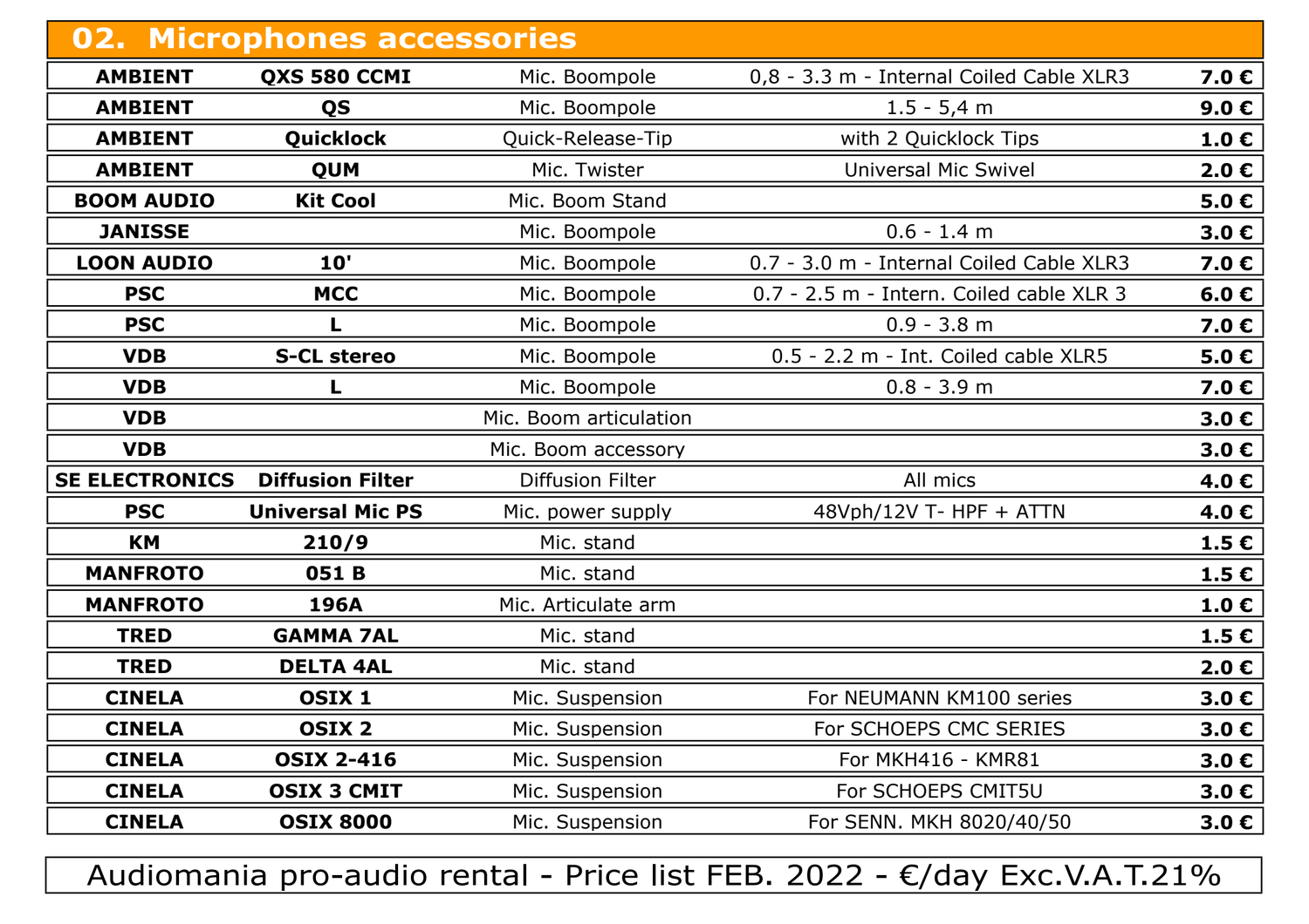## 02. Microphones accessories

| | | | | |
|---|---|---|---|---|
| **AMBIENT** | **QXS 580 CCMI** | Mic. Boompole | 0,8 - 3.3 m - Internal Coiled Cable XLR3 | **7.0 €** |
| **AMBIENT** | **QS** | Mic. Boompole | 1.5 - 5,4 m | **9.0 €** |
| **AMBIENT** | **Quicklock** | Quick-Release-Tip | with 2 Quicklock Tips | **1.0 €** |
| **AMBIENT** | **QUM** | Mic. Twister | Universal Mic Swivel | **2.0 €** |
| **BOOM AUDIO** | **Kit Cool** | Mic. Boom Stand | | **5.0 €** |
| **JANISSE** | | Mic. Boompole | 0.6 - 1.4 m | **3.0 €** |
| **LOON AUDIO** | **10'** | Mic. Boompole | 0.7 - 3.0 m - Internal Coiled Cable XLR3 | **7.0 €** |
| **PSC** | **MCC** | Mic. Boompole | 0.7 - 2.5 m - Intern. Coiled cable XLR 3 | **6.0 €** |
| **PSC** | **L** | Mic. Boompole | 0.9 - 3.8 m | **7.0 €** |
| **VDB** | **S-CL stereo** | Mic. Boompole | 0.5 - 2.2 m - Int. Coiled cable XLR5 | **5.0 €** |
| **VDB** | **L** | Mic. Boompole | 0.8 - 3.9 m | **7.0 €** |
| **VDB** | | Mic. Boom articulation | | **3.0 €** |
| **VDB** | | Mic. Boom accessory | | **3.0 €** |
| **SE ELECTRONICS** | **Diffusion Filter** | Diffusion Filter | All mics | **4.0 €** |
| **PSC** | **Universal Mic PS** | Mic. power supply | 48Vph/12V T- HPF + ATTN | **4.0 €** |
| **KM** | **210/9** | Mic. stand | | **1.5 €** |
| **MANFROTO** | **051 B** | Mic. stand | | **1.5 €** |
| **MANFROTO** | **196A** | Mic. Articulate arm | | **1.0 €** |
| **TRED** | **GAMMA 7AL** | Mic. stand | | **1.5 €** |
| **TRED** | **DELTA 4AL** | Mic. stand | | **2.0 €** |
| **CINELA** | **OSIX 1** | Mic. Suspension | For NEUMANN KM100 series | **3.0 €** |
| **CINELA** | **OSIX 2** | Mic. Suspension | For SCHOEPS CMC SERIES | **3.0 €** |
| **CINELA** | **OSIX 2-416** | Mic. Suspension | For MKH416 - KMR81 | **3.0 €** |
| **CINELA** | **OSIX 3 CMIT** | Mic. Suspension | For SCHOEPS CMIT5U | **3.0 €** |
| **CINELA** | **OSIX 8000** | Mic. Suspension | For SENN. MKH 8020/40/50 | **3.0 €** |

Audiomania pro-audio rental - Price list FEB. 2022 - €/day Exc.V.A.T.21%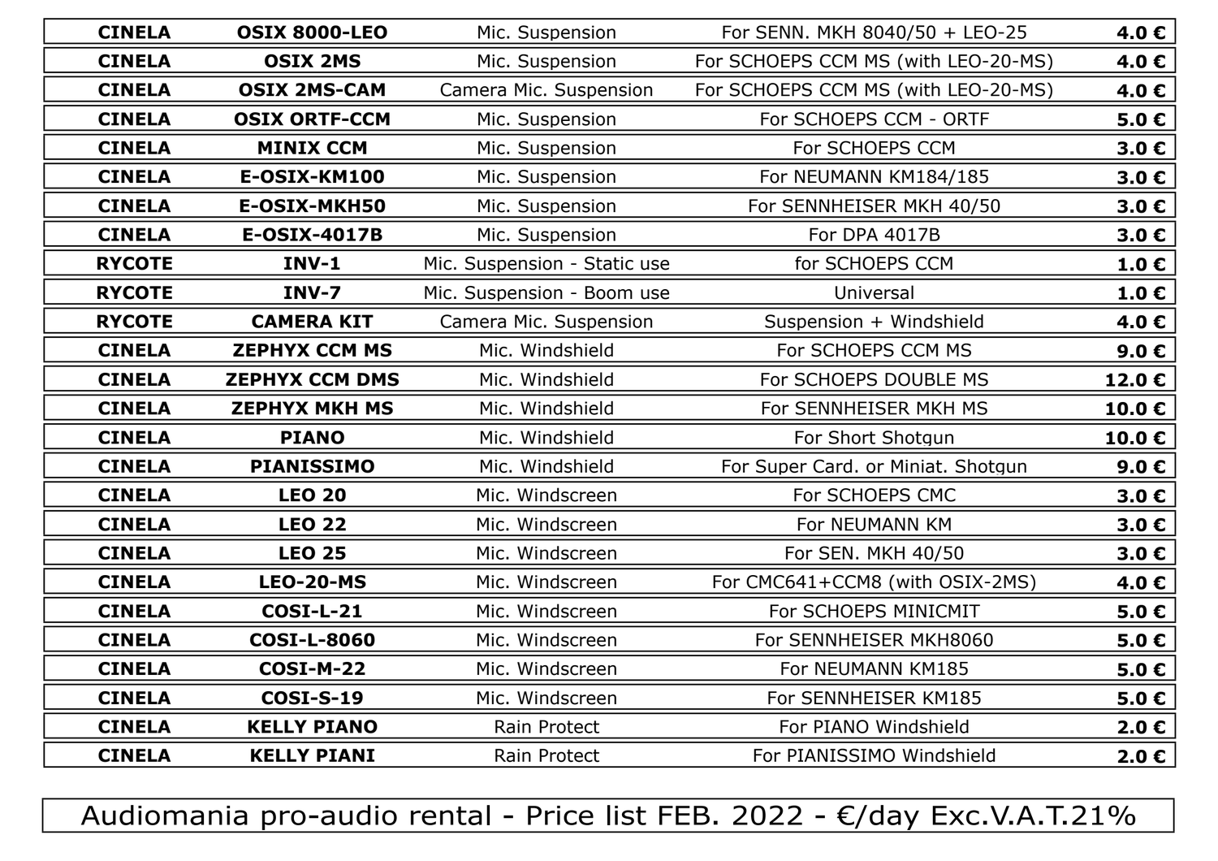| CINELA | OSIX 8000-LEO | Mic. Suspension | For SENN. MKH 8040/50 + LEO-25 | **4.0 €** |
|---|---|---|---|---|
| **CINELA** | **OSIX 2MS** | Mic. Suspension | For SCHOEPS CCM MS (with LEO-20-MS) | **4.0 €** |
| **CINELA** | **OSIX 2MS-CAM** | Camera Mic. Suspension | For SCHOEPS CCM MS (with LEO-20-MS) | **4.0 €** |
| **CINELA** | **OSIX ORTF-CCM** | Mic. Suspension | For SCHOEPS CCM - ORTF | **5.0 €** |
| **CINELA** | **MINIX CCM** | Mic. Suspension | For SCHOEPS CCM | **3.0 €** |
| **CINELA** | **E-OSIX-KM100** | Mic. Suspension | For NEUMANN KM184/185 | **3.0 €** |
| **CINELA** | **E-OSIX-MKH50** | Mic. Suspension | For SENNHEISER MKH 40/50 | **3.0 €** |
| **CINELA** | **E-OSIX-4017B** | Mic. Suspension | For DPA 4017B | **3.0 €** |
| **RYCOTE** | **INV-1** | Mic. Suspension - Static use | for SCHOEPS CCM | **1.0 €** |
| **RYCOTE** | **INV-7** | Mic. Suspension - Boom use | Universal | **1.0 €** |
| **RYCOTE** | **CAMERA KIT** | Camera Mic. Suspension | Suspension + Windshield | **4.0 €** |
| **CINELA** | **ZEPHYX CCM MS** | Mic. Windshield | For SCHOEPS CCM MS | **9.0 €** |
| **CINELA** | **ZEPHYX CCM DMS** | Mic. Windshield | For SCHOEPS DOUBLE MS | **12.0 €** |
| **CINELA** | **ZEPHYX MKH MS** | Mic. Windshield | For SENNHEISER MKH MS | **10.0 €** |
| **CINELA** | **PIANO** | Mic. Windshield | For Short Shotgun | **10.0 €** |
| **CINELA** | **PIANISSIMO** | Mic. Windshield | For Super Card. or Miniat. Shotgun | **9.0 €** |
| **CINELA** | **LEO 20** | Mic. Windscreen | For SCHOEPS CMC | **3.0 €** |
| **CINELA** | **LEO 22** | Mic. Windscreen | For NEUMANN KM | **3.0 €** |
| **CINELA** | **LEO 25** | Mic. Windscreen | For SEN. MKH 40/50 | **3.0 €** |
| **CINELA** | **LEO-20-MS** | Mic. Windscreen | For CMC641+CCM8 (with OSIX-2MS) | **4.0 €** |
| **CINELA** | **COSI-L-21** | Mic. Windscreen | For SCHOEPS MINICMIT | **5.0 €** |
| **CINELA** | **COSI-L-8060** | Mic. Windscreen | For SENNHEISER MKH8060 | **5.0 €** |
| **CINELA** | **COSI-M-22** | Mic. Windscreen | For NEUMANN KM185 | **5.0 €** |
| **CINELA** | **COSI-S-19** | Mic. Windscreen | For SENNHEISER KM185 | **5.0 €** |
| **CINELA** | **KELLY PIANO** | Rain Protect | For PIANO Windshield | **2.0 €** |
| **CINELA** | **KELLY PIANI** | Rain Protect | For PIANISSIMO Windshield | **2.0 €** |

Audiomania pro-audio rental - Price list FEB. 2022 - €/day Exc.V.A.T.21%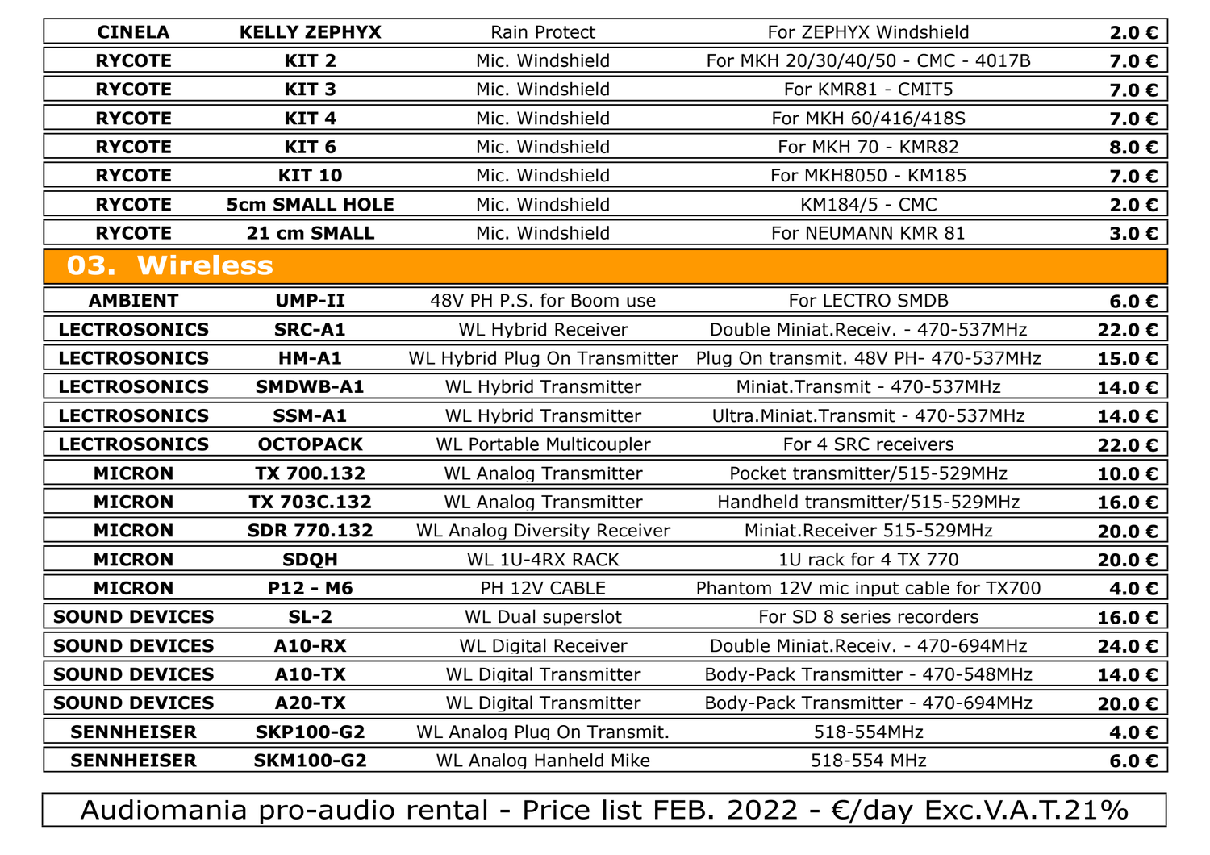| | | | | |
|---|---|---|---|---|
| **CINELA** | **KELLY ZEPHYX** | Rain Protect | For ZEPHYX Windshield | **2.0 €** |
| **RYCOTE** | **KIT 2** | Mic. Windshield | For MKH 20/30/40/50 - CMC - 4017B | **7.0 €** |
| **RYCOTE** | **KIT 3** | Mic. Windshield | For KMR81 - CMIT5 | **7.0 €** |
| **RYCOTE** | **KIT 4** | Mic. Windshield | For MKH 60/416/418S | **7.0 €** |
| **RYCOTE** | **KIT 6** | Mic. Windshield | For MKH 70 - KMR82 | **8.0 €** |
| **RYCOTE** | **KIT 10** | Mic. Windshield | For MKH8050 - KM185 | **7.0 €** |
| **RYCOTE** | **5cm SMALL HOLE** | Mic. Windshield | KM184/5 - CMC | **2.0 €** |
| **RYCOTE** | **21 cm SMALL** | Mic. Windshield | For NEUMANN KMR 81 | **3.0 €** |

## 03. Wireless

| | | | | |
|---|---|---|---|---|
| **AMBIENT** | **UMP-II** | 48V PH P.S. for Boom use | For LECTRO SMDB | **6.0 €** |
| **LECTROSONICS** | **SRC-A1** | WL Hybrid Receiver | Double Miniat.Receiv. - 470-537MHz | **22.0 €** |
| **LECTROSONICS** | **HM-A1** | WL Hybrid Plug On Transmitter | Plug On transmit. 48V PH- 470-537MHz | **15.0 €** |
| **LECTROSONICS** | **SMDWB-A1** | WL Hybrid Transmitter | Miniat.Transmit - 470-537MHz | **14.0 €** |
| **LECTROSONICS** | **SSM-A1** | WL Hybrid Transmitter | Ultra.Miniat.Transmit - 470-537MHz | **14.0 €** |
| **LECTROSONICS** | **OCTOPACK** | WL Portable Multicoupler | For 4 SRC receivers | **22.0 €** |
| **MICRON** | **TX 700.132** | WL Analog Transmitter | Pocket transmitter/515-529MHz | **10.0 €** |
| **MICRON** | **TX 703C.132** | WL Analog Transmitter | Handheld transmitter/515-529MHz | **16.0 €** |
| **MICRON** | **SDR 770.132** | WL Analog Diversity Receiver | Miniat.Receiver 515-529MHz | **20.0 €** |
| **MICRON** | **SDQH** | WL 1U-4RX RACK | 1U rack for 4 TX 770 | **20.0 €** |
| **MICRON** | **P12 - M6** | PH 12V CABLE | Phantom 12V mic input cable for TX700 | **4.0 €** |
| **SOUND DEVICES** | **SL-2** | WL Dual superslot | For SD 8 series recorders | **16.0 €** |
| **SOUND DEVICES** | **A10-RX** | WL Digital Receiver | Double Miniat.Receiv. - 470-694MHz | **24.0 €** |
| **SOUND DEVICES** | **A10-TX** | WL Digital Transmitter | Body-Pack Transmitter - 470-548MHz | **14.0 €** |
| **SOUND DEVICES** | **A20-TX** | WL Digital Transmitter | Body-Pack Transmitter - 470-694MHz | **20.0 €** |
| **SENNHEISER** | **SKP100-G2** | WL Analog Plug On Transmit. | 518-554MHz | **4.0 €** |
| **SENNHEISER** | **SKM100-G2** | WL Analog Hanheld Mike | 518-554 MHz | **6.0 €** |

Audiomania pro-audio rental - Price list FEB. 2022 - €/day Exc.V.A.T.21%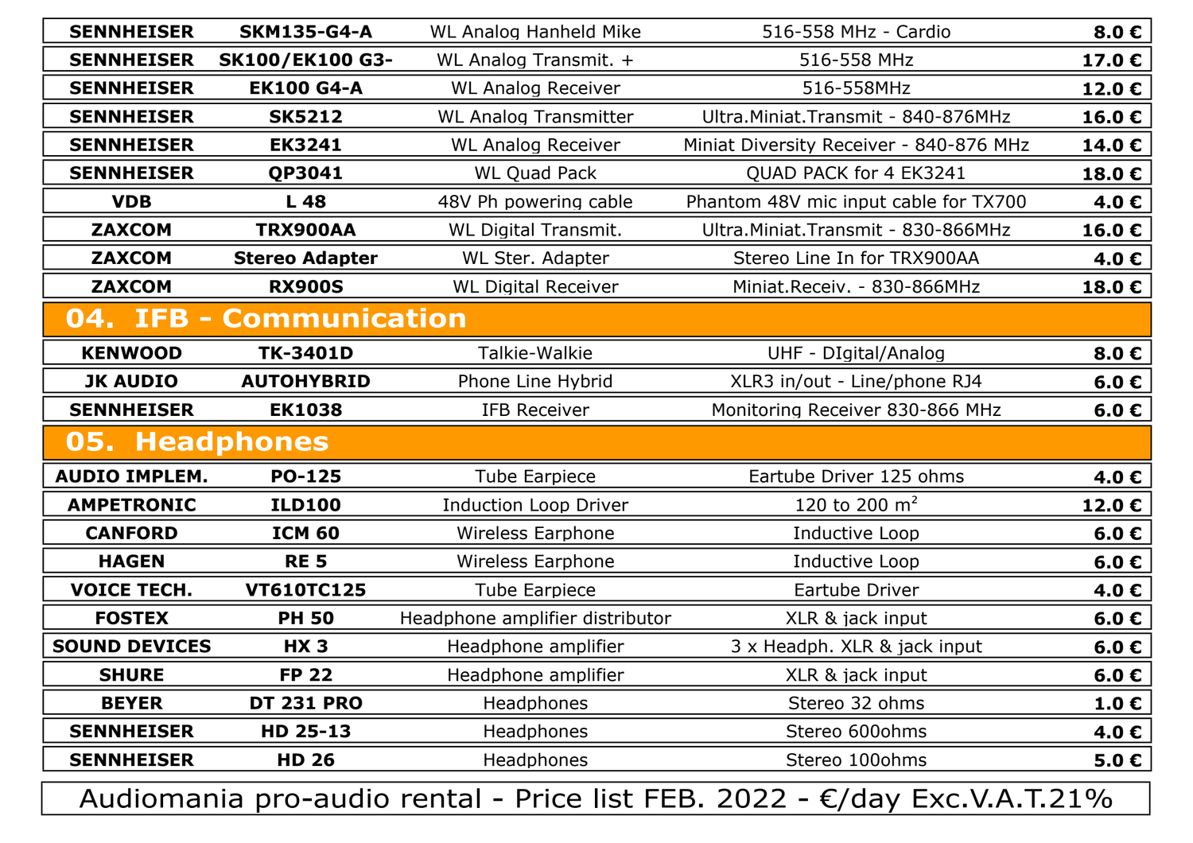| | | | | |
|---|---|---|---|---|
| **SENNHEISER** | **SKM135-G4-A** | WL Analog Hanheld Mike | 516-558 MHz - Cardio | **8.0 €** |
| **SENNHEISER** | **SK100/EK100 G3-** | WL Analog Transmit. + | 516-558 MHz | **17.0 €** |
| **SENNHEISER** | **EK100 G4-A** | WL Analog Receiver | 516-558MHz | **12.0 €** |
| **SENNHEISER** | **SK5212** | WL Analog Transmitter | Ultra.Miniat.Transmit - 840-876MHz | **16.0 €** |
| **SENNHEISER** | **EK3241** | WL Analog Receiver | Miniat Diversity Receiver - 840-876 MHz | **14.0 €** |
| **SENNHEISER** | **QP3041** | WL Quad Pack | QUAD PACK for 4 EK3241 | **18.0 €** |
| **VDB** | **L 48** | 48V Ph powering cable | Phantom 48V mic input cable for TX700 | **4.0 €** |
| **ZAXCOM** | **TRX900AA** | WL Digital Transmit. | Ultra.Miniat.Transmit - 830-866MHz | **16.0 €** |
| **ZAXCOM** | **Stereo Adapter** | WL Ster. Adapter | Stereo Line In for TRX900AA | **4.0 €** |
| **ZAXCOM** | **RX900S** | WL Digital Receiver | Miniat.Receiv. - 830-866MHz | **18.0 €** |

## 04. IFB - Communication

| | | | | |
|---|---|---|---|---|
| **KENWOOD** | **TK-3401D** | Talkie-Walkie | UHF - DIgital/Analog | **8.0 €** |
| **JK AUDIO** | **AUTOHYBRID** | Phone Line Hybrid | XLR3 in/out - Line/phone RJ4 | **6.0 €** |
| **SENNHEISER** | **EK1038** | IFB Receiver | Monitoring Receiver 830-866 MHz | **6.0 €** |

## 05. Headphones

| | | | | |
|---|---|---|---|---|
| **AUDIO IMPLEM.** | **PO-125** | Tube Earpiece | Eartube Driver 125 ohms | **4.0 €** |
| **AMPETRONIC** | **ILD100** | Induction Loop Driver | 120 to 200 $m^2$ | **12.0 €** |
| **CANFORD** | **ICM 60** | Wireless Earphone | Inductive Loop | **6.0 €** |
| **HAGEN** | **RE 5** | Wireless Earphone | Inductive Loop | **6.0 €** |
| **VOICE TECH.** | **VT610TC125** | Tube Earpiece | Eartube Driver | **4.0 €** |
| **FOSTEX** | **PH 50** | Headphone amplifier distributor | XLR & jack input | **6.0 €** |
| **SOUND DEVICES** | **HX 3** | Headphone amplifier | 3 x Headph. XLR & jack input | **6.0 €** |
| **SHURE** | **FP 22** | Headphone amplifier | XLR & jack input | **6.0 €** |
| **BEYER** | **DT 231 PRO** | Headphones | Stereo 32 ohms | **1.0 €** |
| **SENNHEISER** | **HD 25-13** | Headphones | Stereo 600ohms | **4.0 €** |
| **SENNHEISER** | **HD 26** | Headphones | Stereo 100ohms | **5.0 €** |

Audiomania pro-audio rental - Price list FEB. 2022 - €/day Exc.V.A.T.21%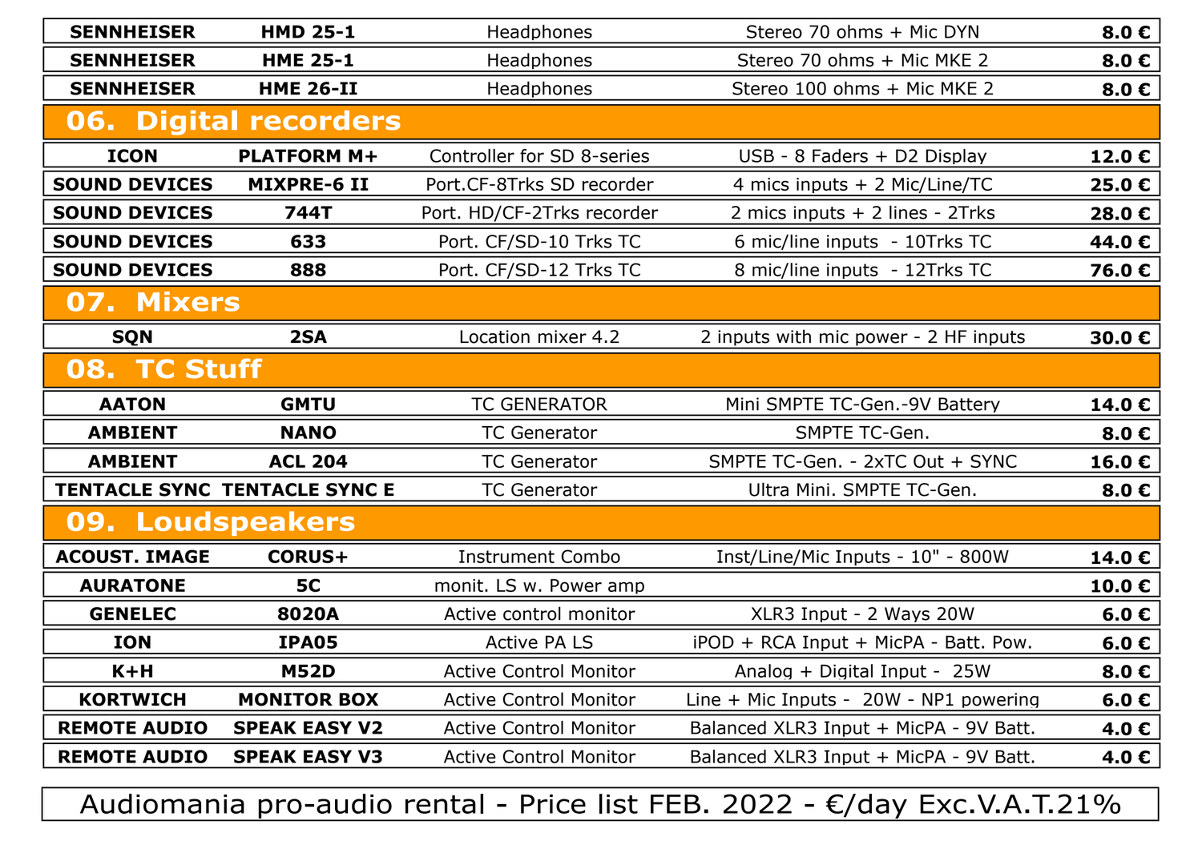| | | | | |
|---|---|---|---|---|
| **SENNHEISER** | **HMD 25-1** | Headphones | Stereo 70 ohms + Mic DYN | **8.0 €** |
| **SENNHEISER** | **HME 25-1** | Headphones | Stereo 70 ohms + Mic MKE 2 | **8.0 €** |
| **SENNHEISER** | **HME 26-II** | Headphones | Stereo 100 ohms + Mic MKE 2 | **8.0 €** |

## 06. Digital recorders

| | | | | |
|---|---|---|---|---|
| **ICON** | **PLATFORM M+** | Controller for SD 8-series | USB - 8 Faders + D2 Display | **12.0 €** |
| **SOUND DEVICES** | **MIXPRE-6 II** | Port.CF-8Trks SD recorder | 4 mics inputs + 2 Mic/Line/TC | **25.0 €** |
| **SOUND DEVICES** | **744T** | Port. HD/CF-2Trks recorder | 2 mics inputs + 2 lines - 2Trks | **28.0 €** |
| **SOUND DEVICES** | **633** | Port. CF/SD-10 Trks TC | 6 mic/line inputs - 10Trks TC | **44.0 €** |
| **SOUND DEVICES** | **888** | Port. CF/SD-12 Trks TC | 8 mic/line inputs - 12Trks TC | **76.0 €** |

## 07. Mixers

| | | | | |
|---|---|---|---|---|
| **SQN** | **2SA** | Location mixer 4.2 | 2 inputs with mic power - 2 HF inputs | **30.0 €** |

## 08. TC Stuff

| | | | | |
|---|---|---|---|---|
| **AATON** | **GMTU** | TC GENERATOR | Mini SMPTE TC-Gen.-9V Battery | **14.0 €** |
| **AMBIENT** | **NANO** | TC Generator | SMPTE TC-Gen. | **8.0 €** |
| **AMBIENT** | **ACL 204** | TC Generator | SMPTE TC-Gen. - 2xTC Out + SYNC | **16.0 €** |
| **TENTACLE SYNC** | **TENTACLE SYNC E** | TC Generator | Ultra Mini. SMPTE TC-Gen. | **8.0 €** |

## 09. Loudspeakers

| | | | | |
|---|---|---|---|---|
| **ACOUST. IMAGE** | **CORUS+** | Instrument Combo | Inst/Line/Mic Inputs - 10" - 800W | **14.0 €** |
| **AURATONE** | **5C** | monit. LS w. Power amp | | **10.0 €** |
| **GENELEC** | **8020A** | Active control monitor | XLR3 Input - 2 Ways 20W | **6.0 €** |
| **ION** | **IPA05** | Active PA LS | iPOD + RCA Input + MicPA - Batt. Pow. | **6.0 €** |
| **K+H** | **M52D** | Active Control Monitor | Analog + Digital Input - 25W | **8.0 €** |
| **KORTWICH** | **MONITOR BOX** | Active Control Monitor | Line + Mic Inputs - 20W - NP1 powering | **6.0 €** |
| **REMOTE AUDIO** | **SPEAK EASY V2** | Active Control Monitor | Balanced XLR3 Input + MicPA - 9V Batt. | **4.0 €** |
| **REMOTE AUDIO** | **SPEAK EASY V3** | Active Control Monitor | Balanced XLR3 Input + MicPA - 9V Batt. | **4.0 €** |

Audiomania pro-audio rental - Price list FEB. 2022 - €/day Exc.V.A.T.21%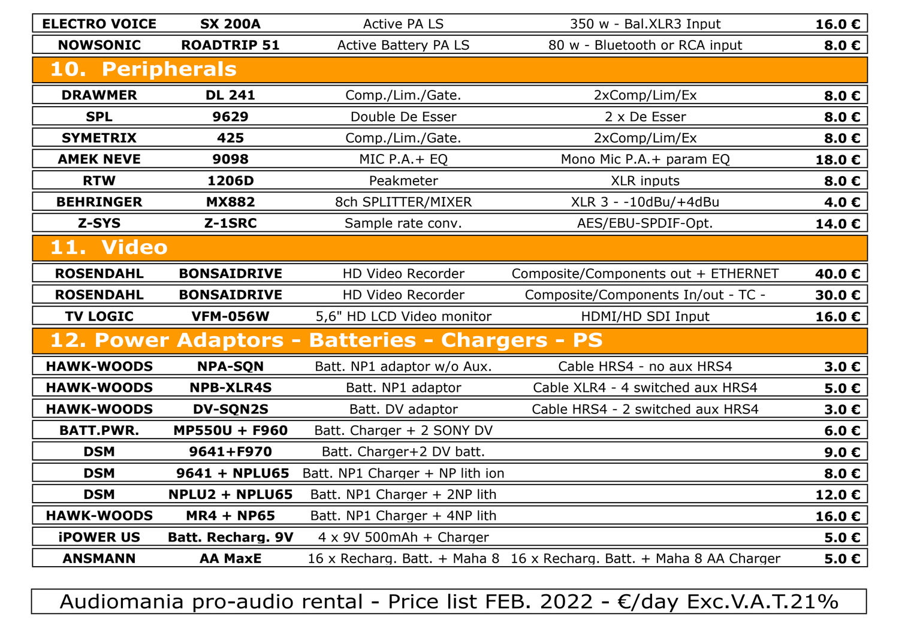| | | | | |
|---|---|---|---|---|
| **ELECTRO VOICE** | **SX 200A** | Active PA LS | 350 w - Bal.XLR3 Input | **16.0 €** |
| **NOWSONIC** | **ROADTRIP 51** | Active Battery PA LS | 80 w - Bluetooth or RCA input | **8.0 €** |

## 10. Peripherals

| | | | | |
|---|---|---|---|---|
| **DRAWMER** | **DL 241** | Comp./Lim./Gate. | 2xComp/Lim/Ex | **8.0 €** |
| **SPL** | **9629** | Double De Esser | 2 x De Esser | **8.0 €** |
| **SYMETRIX** | **425** | Comp./Lim./Gate. | 2xComp/Lim/Ex | **8.0 €** |
| **AMEK NEVE** | **9098** | MIC P.A.+ EQ | Mono Mic P.A.+ param EQ | **18.0 €** |
| **RTW** | **1206D** | Peakmeter | XLR inputs | **8.0 €** |
| **BEHRINGER** | **MX882** | 8ch SPLITTER/MIXER | XLR 3 - -10dBu/+4dBu | **4.0 €** |
| **Z-SYS** | **Z-1SRC** | Sample rate conv. | AES/EBU-SPDIF-Opt. | **14.0 €** |

## 11. Video

| | | | | |
|---|---|---|---|---|
| **ROSENDAHL** | **BONSAIDRIVE** | HD Video Recorder | Composite/Components out + ETHERNET | **40.0 €** |
| **ROSENDAHL** | **BONSAIDRIVE** | HD Video Recorder | Composite/Components In/out - TC - | **30.0 €** |
| **TV LOGIC** | **VFM-056W** | 5,6" HD LCD Video monitor | HDMI/HD SDI Input | **16.0 €** |

## 12. Power Adaptors - Batteries - Chargers - PS

| | | | | |
|---|---|---|---|---|
| **HAWK-WOODS** | **NPA-SQN** | Batt. NP1 adaptor w/o Aux. | Cable HRS4 - no aux HRS4 | **3.0 €** |
| **HAWK-WOODS** | **NPB-XLR4S** | Batt. NP1 adaptor | Cable XLR4 - 4 switched aux HRS4 | **5.0 €** |
| **HAWK-WOODS** | **DV-SQN2S** | Batt. DV adaptor | Cable HRS4 - 2 switched aux HRS4 | **3.0 €** |
| **BATT.PWR.** | **MP550U + F960** | Batt. Charger + 2 SONY DV | | **6.0 €** |
| **DSM** | **9641+F970** | Batt. Charger+2 DV batt. | | **9.0 €** |
| **DSM** | **9641 + NPLU65** | Batt. NP1 Charger + NP lith ion | | **8.0 €** |
| **DSM** | **NPLU2 + NPLU65** | Batt. NP1 Charger + 2NP lith | | **12.0 €** |
| **HAWK-WOODS** | **MR4 + NP65** | Batt. NP1 Charger + 4NP lith | | **16.0 €** |
| **iPOWER US** | **Batt. Recharg. 9V** | 4 x 9V 500mAh + Charger | | **5.0 €** |
| **ANSMANN** | **AA MaxE** | 16 x Recharg. Batt. + Maha 8 | 16 x Recharg. Batt. + Maha 8 AA Charger | **5.0 €** |

Audiomania pro-audio rental - Price list FEB. 2022 - €/day Exc.V.A.T.21%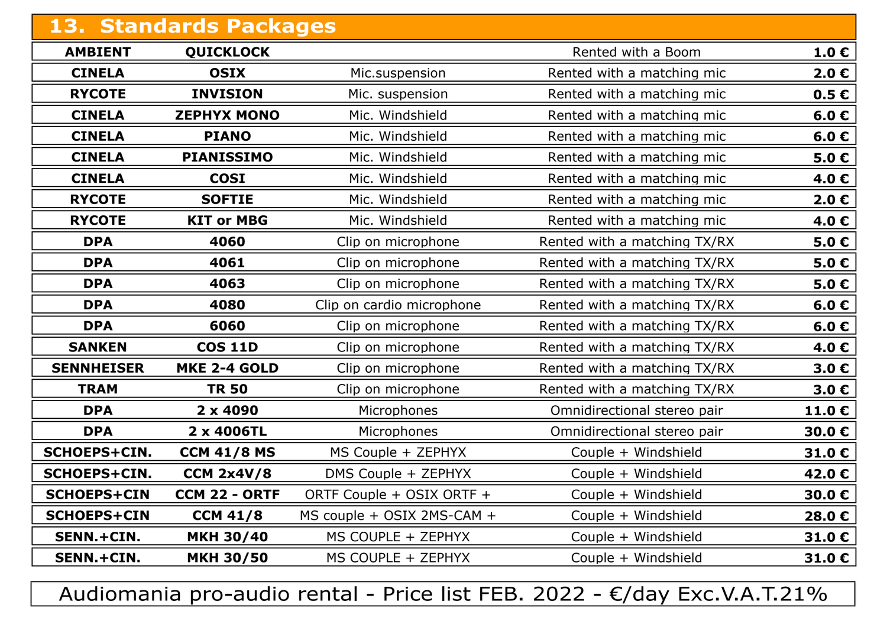## 13. Standards Packages

| | | | | |
|---|---|---|---|---|
| **AMBIENT** | **QUICKLOCK** | | Rented with a Boom | **1.0 €** |
| **CINELA** | **OSIX** | Mic.suspension | Rented with a matching mic | **2.0 €** |
| **RYCOTE** | **INVISION** | Mic. suspension | Rented with a matching mic | **0.5 €** |
| **CINELA** | **ZEPHYX MONO** | Mic. Windshield | Rented with a matching mic | **6.0 €** |
| **CINELA** | **PIANO** | Mic. Windshield | Rented with a matching mic | **6.0 €** |
| **CINELA** | **PIANISSIMO** | Mic. Windshield | Rented with a matching mic | **5.0 €** |
| **CINELA** | **COSI** | Mic. Windshield | Rented with a matching mic | **4.0 €** |
| **RYCOTE** | **SOFTIE** | Mic. Windshield | Rented with a matching mic | **2.0 €** |
| **RYCOTE** | **KIT or MBG** | Mic. Windshield | Rented with a matching mic | **4.0 €** |
| **DPA** | **4060** | Clip on microphone | Rented with a matching TX/RX | **5.0 €** |
| **DPA** | **4061** | Clip on microphone | Rented with a matching TX/RX | **5.0 €** |
| **DPA** | **4063** | Clip on microphone | Rented with a matching TX/RX | **5.0 €** |
| **DPA** | **4080** | Clip on cardio microphone | Rented with a matching TX/RX | **6.0 €** |
| **DPA** | **6060** | Clip on microphone | Rented with a matching TX/RX | **6.0 €** |
| **SANKEN** | **COS 11D** | Clip on microphone | Rented with a matching TX/RX | **4.0 €** |
| **SENNHEISER** | **MKE 2-4 GOLD** | Clip on microphone | Rented with a matching TX/RX | **3.0 €** |
| **TRAM** | **TR 50** | Clip on microphone | Rented with a matching TX/RX | **3.0 €** |
| **DPA** | **2 x 4090** | Microphones | Omnidirectional stereo pair | **11.0 €** |
| **DPA** | **2 x 4006TL** | Microphones | Omnidirectional stereo pair | **30.0 €** |
| **SCHOEPS+CIN.** | **CCM 41/8 MS** | MS Couple + ZEPHYX | Couple + Windshield | **31.0 €** |
| **SCHOEPS+CIN.** | **CCM 2x4V/8** | DMS Couple + ZEPHYX | Couple + Windshield | **42.0 €** |
| **SCHOEPS+CIN** | **CCM 22 - ORTF** | ORTF Couple + OSIX ORTF + | Couple + Windshield | **30.0 €** |
| **SCHOEPS+CIN** | **CCM 41/8** | MS couple + OSIX 2MS-CAM + | Couple + Windshield | **28.0 €** |
| **SENN.+CIN.** | **MKH 30/40** | MS COUPLE + ZEPHYX | Couple + Windshield | **31.0 €** |
| **SENN.+CIN.** | **MKH 30/50** | MS COUPLE + ZEPHYX | Couple + Windshield | **31.0 €** |

Audiomania pro-audio rental - Price list FEB. 2022 - €/day Exc.V.A.T.21%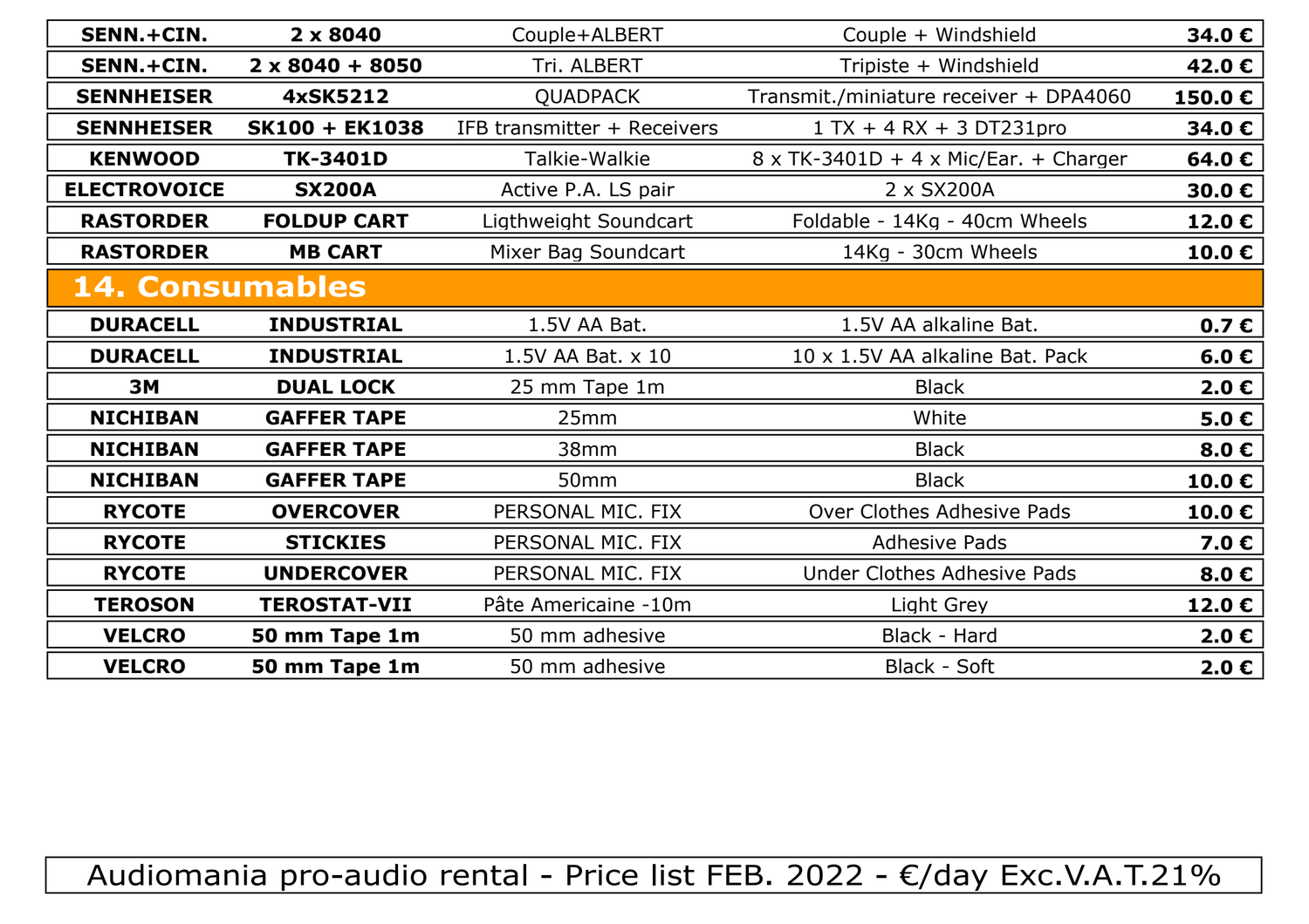| | | | | |
|---|---|---|---|---|
| **SENN.+CIN.** | **2 x 8040** | Couple+ALBERT | Couple + Windshield | **34.0 €** |
| **SENN.+CIN.** | **2 x 8040 + 8050** | Tri. ALBERT | Tripiste + Windshield | **42.0 €** |
| **SENNHEISER** | **4xSK5212** | QUADPACK | Transmit./miniature receiver + DPA4060 | **150.0 €** |
| **SENNHEISER** | **SK100 + EK1038** | IFB transmitter + Receivers | 1 TX + 4 RX + 3 DT231pro | **34.0 €** |
| **KENWOOD** | **TK-3401D** | Talkie-Walkie | 8 x TK-3401D + 4 x Mic/Ear. + Charger | **64.0 €** |
| **ELECTROVOICE** | **SX200A** | Active P.A. LS pair | 2 x SX200A | **30.0 €** |
| **RASTORDER** | **FOLDUP CART** | Ligthweight Soundcart | Foldable - 14Kg - 40cm Wheels | **12.0 €** |
| **RASTORDER** | **MB CART** | Mixer Bag Soundcart | 14Kg - 30cm Wheels | **10.0 €** |

## 14. Consumables

| | | | | |
|---|---|---|---|---|
| **DURACELL** | **INDUSTRIAL** | 1.5V AA Bat. | 1.5V AA alkaline Bat. | **0.7 €** |
| **DURACELL** | **INDUSTRIAL** | 1.5V AA Bat. x 10 | 10 x 1.5V AA alkaline Bat. Pack | **6.0 €** |
| **3M** | **DUAL LOCK** | 25 mm Tape 1m | Black | **2.0 €** |
| **NICHIBAN** | **GAFFER TAPE** | 25mm | White | **5.0 €** |
| **NICHIBAN** | **GAFFER TAPE** | 38mm | Black | **8.0 €** |
| **NICHIBAN** | **GAFFER TAPE** | 50mm | Black | **10.0 €** |
| **RYCOTE** | **OVERCOVER** | PERSONAL MIC. FIX | Over Clothes Adhesive Pads | **10.0 €** |
| **RYCOTE** | **STICKIES** | PERSONAL MIC. FIX | Adhesive Pads | **7.0 €** |
| **RYCOTE** | **UNDERCOVER** | PERSONAL MIC. FIX | Under Clothes Adhesive Pads | **8.0 €** |
| **TEROSON** | **TEROSTAT-VII** | Pâte Americaine -10m | Light Grey | **12.0 €** |
| **VELCRO** | **50 mm Tape 1m** | 50 mm adhesive | Black - Hard | **2.0 €** |
| **VELCRO** | **50 mm Tape 1m** | 50 mm adhesive | Black - Soft | **2.0 €** |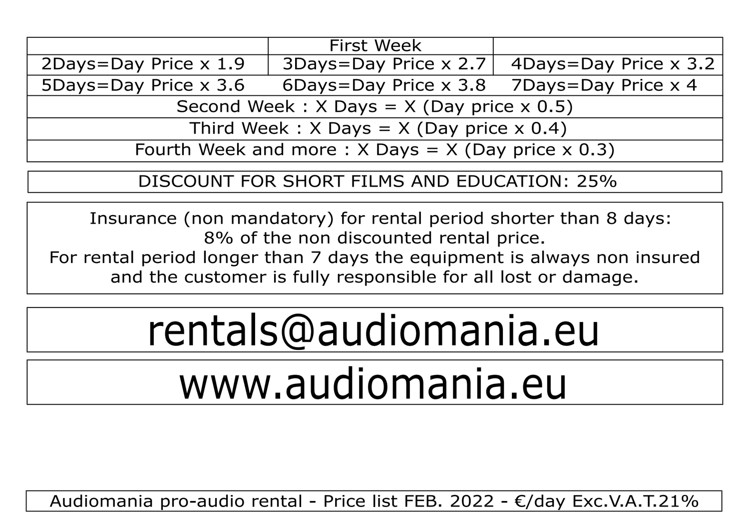| | First Week | |
|---|---|---|
| 2Days=Day Price x 1.9 | 3Days=Day Price x 2.7 | 4Days=Day Price x 3.2 |
| 5Days=Day Price x 3.6 | 6Days=Day Price x 3.8 | 7Days=Day Price x 4 |
| Second Week : X Days = X (Day price x 0.5) | | |
| Third Week : X Days = X (Day price x 0.4) | | |
| Fourth Week and more : X Days = X (Day price x 0.3) | | |

DISCOUNT FOR SHORT FILMS AND EDUCATION: 25%

Insurance (non mandatory) for rental period shorter than 8 days:
8% of the non discounted rental price.
For rental period longer than 7 days the equipment is always non insured and the customer is fully responsible for all lost or damage.

# rentals@audiomania.eu

# www.audiomania.eu

Audiomania pro-audio rental - Price list FEB. 2022 - €/day Exc.V.A.T.21%